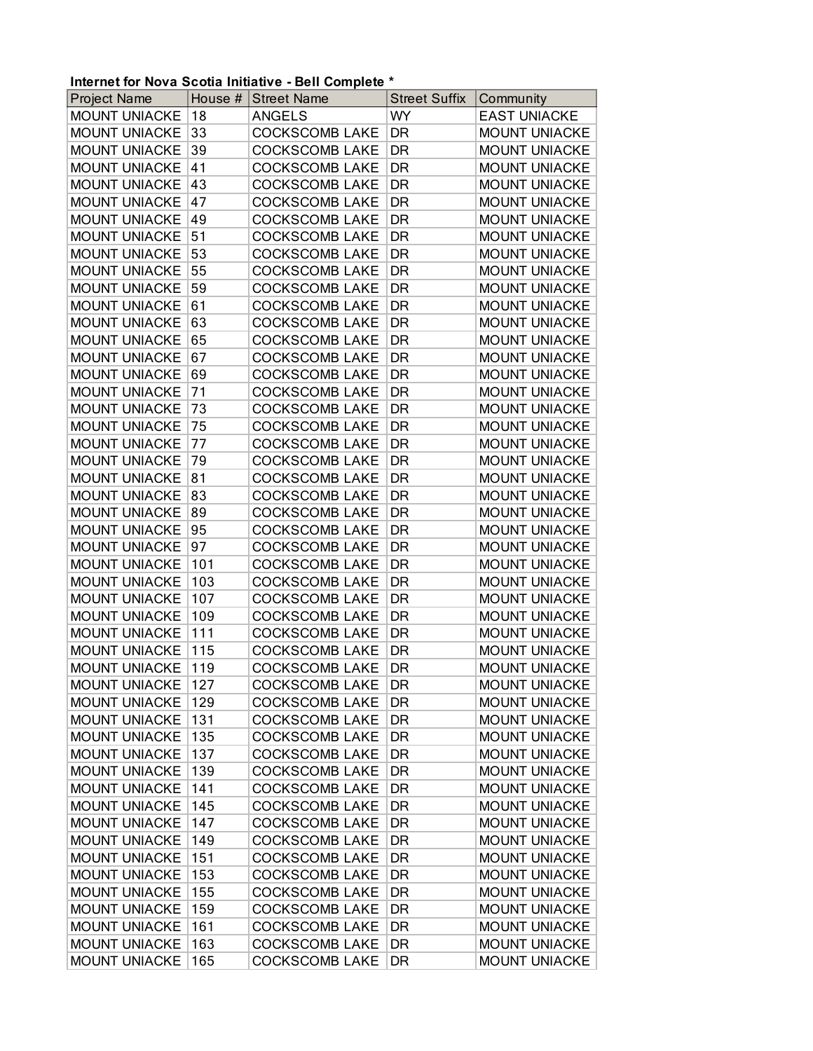**Internet for Nova Scotia Initiative - Bell Complete ***

| Project Name | House # | Street Name | Street Suffix | Community |
|---|---|---|---|---|
| MOUNT UNIACKE | 18 | ANGELS | WY | EAST UNIACKE |
| MOUNT UNIACKE | 33 | COCKSCOMB LAKE | DR | MOUNT UNIACKE |
| MOUNT UNIACKE | 39 | COCKSCOMB LAKE | DR | MOUNT UNIACKE |
| MOUNT UNIACKE | 41 | COCKSCOMB LAKE | DR | MOUNT UNIACKE |
| MOUNT UNIACKE | 43 | COCKSCOMB LAKE | DR | MOUNT UNIACKE |
| MOUNT UNIACKE | 47 | COCKSCOMB LAKE | DR | MOUNT UNIACKE |
| MOUNT UNIACKE | 49 | COCKSCOMB LAKE | DR | MOUNT UNIACKE |
| MOUNT UNIACKE | 51 | COCKSCOMB LAKE | DR | MOUNT UNIACKE |
| MOUNT UNIACKE | 53 | COCKSCOMB LAKE | DR | MOUNT UNIACKE |
| MOUNT UNIACKE | 55 | COCKSCOMB LAKE | DR | MOUNT UNIACKE |
| MOUNT UNIACKE | 59 | COCKSCOMB LAKE | DR | MOUNT UNIACKE |
| MOUNT UNIACKE | 61 | COCKSCOMB LAKE | DR | MOUNT UNIACKE |
| MOUNT UNIACKE | 63 | COCKSCOMB LAKE | DR | MOUNT UNIACKE |
| MOUNT UNIACKE | 65 | COCKSCOMB LAKE | DR | MOUNT UNIACKE |
| MOUNT UNIACKE | 67 | COCKSCOMB LAKE | DR | MOUNT UNIACKE |
| MOUNT UNIACKE | 69 | COCKSCOMB LAKE | DR | MOUNT UNIACKE |
| MOUNT UNIACKE | 71 | COCKSCOMB LAKE | DR | MOUNT UNIACKE |
| MOUNT UNIACKE | 73 | COCKSCOMB LAKE | DR | MOUNT UNIACKE |
| MOUNT UNIACKE | 75 | COCKSCOMB LAKE | DR | MOUNT UNIACKE |
| MOUNT UNIACKE | 77 | COCKSCOMB LAKE | DR | MOUNT UNIACKE |
| MOUNT UNIACKE | 79 | COCKSCOMB LAKE | DR | MOUNT UNIACKE |
| MOUNT UNIACKE | 81 | COCKSCOMB LAKE | DR | MOUNT UNIACKE |
| MOUNT UNIACKE | 83 | COCKSCOMB LAKE | DR | MOUNT UNIACKE |
| MOUNT UNIACKE | 89 | COCKSCOMB LAKE | DR | MOUNT UNIACKE |
| MOUNT UNIACKE | 95 | COCKSCOMB LAKE | DR | MOUNT UNIACKE |
| MOUNT UNIACKE | 97 | COCKSCOMB LAKE | DR | MOUNT UNIACKE |
| MOUNT UNIACKE | 101 | COCKSCOMB LAKE | DR | MOUNT UNIACKE |
| MOUNT UNIACKE | 103 | COCKSCOMB LAKE | DR | MOUNT UNIACKE |
| MOUNT UNIACKE | 107 | COCKSCOMB LAKE | DR | MOUNT UNIACKE |
| MOUNT UNIACKE | 109 | COCKSCOMB LAKE | DR | MOUNT UNIACKE |
| MOUNT UNIACKE | 111 | COCKSCOMB LAKE | DR | MOUNT UNIACKE |
| MOUNT UNIACKE | 115 | COCKSCOMB LAKE | DR | MOUNT UNIACKE |
| MOUNT UNIACKE | 119 | COCKSCOMB LAKE | DR | MOUNT UNIACKE |
| MOUNT UNIACKE | 127 | COCKSCOMB LAKE | DR | MOUNT UNIACKE |
| MOUNT UNIACKE | 129 | COCKSCOMB LAKE | DR | MOUNT UNIACKE |
| MOUNT UNIACKE | 131 | COCKSCOMB LAKE | DR | MOUNT UNIACKE |
| MOUNT UNIACKE | 135 | COCKSCOMB LAKE | DR | MOUNT UNIACKE |
| MOUNT UNIACKE | 137 | COCKSCOMB LAKE | DR | MOUNT UNIACKE |
| MOUNT UNIACKE | 139 | COCKSCOMB LAKE | DR | MOUNT UNIACKE |
| MOUNT UNIACKE | 141 | COCKSCOMB LAKE | DR | MOUNT UNIACKE |
| MOUNT UNIACKE | 145 | COCKSCOMB LAKE | DR | MOUNT UNIACKE |
| MOUNT UNIACKE | 147 | COCKSCOMB LAKE | DR | MOUNT UNIACKE |
| MOUNT UNIACKE | 149 | COCKSCOMB LAKE | DR | MOUNT UNIACKE |
| MOUNT UNIACKE | 151 | COCKSCOMB LAKE | DR | MOUNT UNIACKE |
| MOUNT UNIACKE | 153 | COCKSCOMB LAKE | DR | MOUNT UNIACKE |
| MOUNT UNIACKE | 155 | COCKSCOMB LAKE | DR | MOUNT UNIACKE |
| MOUNT UNIACKE | 159 | COCKSCOMB LAKE | DR | MOUNT UNIACKE |
| MOUNT UNIACKE | 161 | COCKSCOMB LAKE | DR | MOUNT UNIACKE |
| MOUNT UNIACKE | 163 | COCKSCOMB LAKE | DR | MOUNT UNIACKE |
| MOUNT UNIACKE | 165 | COCKSCOMB LAKE | DR | MOUNT UNIACKE |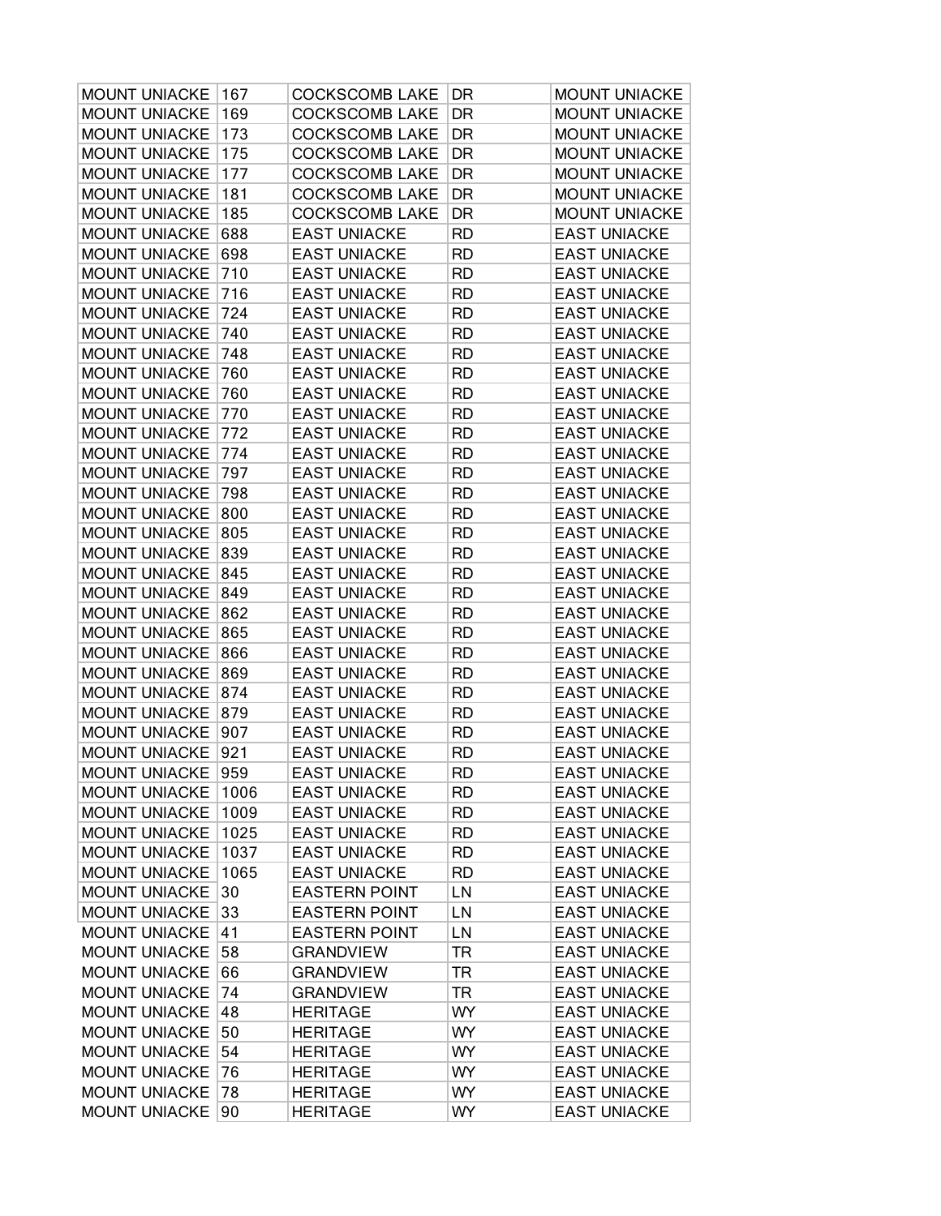| MOUNT UNIACKE | 167 | COCKSCOMB LAKE | DR | MOUNT UNIACKE |
|---|---|---|---|---|
| MOUNT UNIACKE | 169 | COCKSCOMB LAKE | DR | MOUNT UNIACKE |
| MOUNT UNIACKE | 173 | COCKSCOMB LAKE | DR | MOUNT UNIACKE |
| MOUNT UNIACKE | 175 | COCKSCOMB LAKE | DR | MOUNT UNIACKE |
| MOUNT UNIACKE | 177 | COCKSCOMB LAKE | DR | MOUNT UNIACKE |
| MOUNT UNIACKE | 181 | COCKSCOMB LAKE | DR | MOUNT UNIACKE |
| MOUNT UNIACKE | 185 | COCKSCOMB LAKE | DR | MOUNT UNIACKE |
| MOUNT UNIACKE | 688 | EAST UNIACKE | RD | EAST UNIACKE |
| MOUNT UNIACKE | 698 | EAST UNIACKE | RD | EAST UNIACKE |
| MOUNT UNIACKE | 710 | EAST UNIACKE | RD | EAST UNIACKE |
| MOUNT UNIACKE | 716 | EAST UNIACKE | RD | EAST UNIACKE |
| MOUNT UNIACKE | 724 | EAST UNIACKE | RD | EAST UNIACKE |
| MOUNT UNIACKE | 740 | EAST UNIACKE | RD | EAST UNIACKE |
| MOUNT UNIACKE | 748 | EAST UNIACKE | RD | EAST UNIACKE |
| MOUNT UNIACKE | 760 | EAST UNIACKE | RD | EAST UNIACKE |
| MOUNT UNIACKE | 760 | EAST UNIACKE | RD | EAST UNIACKE |
| MOUNT UNIACKE | 770 | EAST UNIACKE | RD | EAST UNIACKE |
| MOUNT UNIACKE | 772 | EAST UNIACKE | RD | EAST UNIACKE |
| MOUNT UNIACKE | 774 | EAST UNIACKE | RD | EAST UNIACKE |
| MOUNT UNIACKE | 797 | EAST UNIACKE | RD | EAST UNIACKE |
| MOUNT UNIACKE | 798 | EAST UNIACKE | RD | EAST UNIACKE |
| MOUNT UNIACKE | 800 | EAST UNIACKE | RD | EAST UNIACKE |
| MOUNT UNIACKE | 805 | EAST UNIACKE | RD | EAST UNIACKE |
| MOUNT UNIACKE | 839 | EAST UNIACKE | RD | EAST UNIACKE |
| MOUNT UNIACKE | 845 | EAST UNIACKE | RD | EAST UNIACKE |
| MOUNT UNIACKE | 849 | EAST UNIACKE | RD | EAST UNIACKE |
| MOUNT UNIACKE | 862 | EAST UNIACKE | RD | EAST UNIACKE |
| MOUNT UNIACKE | 865 | EAST UNIACKE | RD | EAST UNIACKE |
| MOUNT UNIACKE | 866 | EAST UNIACKE | RD | EAST UNIACKE |
| MOUNT UNIACKE | 869 | EAST UNIACKE | RD | EAST UNIACKE |
| MOUNT UNIACKE | 874 | EAST UNIACKE | RD | EAST UNIACKE |
| MOUNT UNIACKE | 879 | EAST UNIACKE | RD | EAST UNIACKE |
| MOUNT UNIACKE | 907 | EAST UNIACKE | RD | EAST UNIACKE |
| MOUNT UNIACKE | 921 | EAST UNIACKE | RD | EAST UNIACKE |
| MOUNT UNIACKE | 959 | EAST UNIACKE | RD | EAST UNIACKE |
| MOUNT UNIACKE | 1006 | EAST UNIACKE | RD | EAST UNIACKE |
| MOUNT UNIACKE | 1009 | EAST UNIACKE | RD | EAST UNIACKE |
| MOUNT UNIACKE | 1025 | EAST UNIACKE | RD | EAST UNIACKE |
| MOUNT UNIACKE | 1037 | EAST UNIACKE | RD | EAST UNIACKE |
| MOUNT UNIACKE | 1065 | EAST UNIACKE | RD | EAST UNIACKE |
| MOUNT UNIACKE | 30 | EASTERN POINT | LN | EAST UNIACKE |
| MOUNT UNIACKE | 33 | EASTERN POINT | LN | EAST UNIACKE |
| MOUNT UNIACKE | 41 | EASTERN POINT | LN | EAST UNIACKE |
| MOUNT UNIACKE | 58 | GRANDVIEW | TR | EAST UNIACKE |
| MOUNT UNIACKE | 66 | GRANDVIEW | TR | EAST UNIACKE |
| MOUNT UNIACKE | 74 | GRANDVIEW | TR | EAST UNIACKE |
| MOUNT UNIACKE | 48 | HERITAGE | WY | EAST UNIACKE |
| MOUNT UNIACKE | 50 | HERITAGE | WY | EAST UNIACKE |
| MOUNT UNIACKE | 54 | HERITAGE | WY | EAST UNIACKE |
| MOUNT UNIACKE | 76 | HERITAGE | WY | EAST UNIACKE |
| MOUNT UNIACKE | 78 | HERITAGE | WY | EAST UNIACKE |
| MOUNT UNIACKE | 90 | HERITAGE | WY | EAST UNIACKE |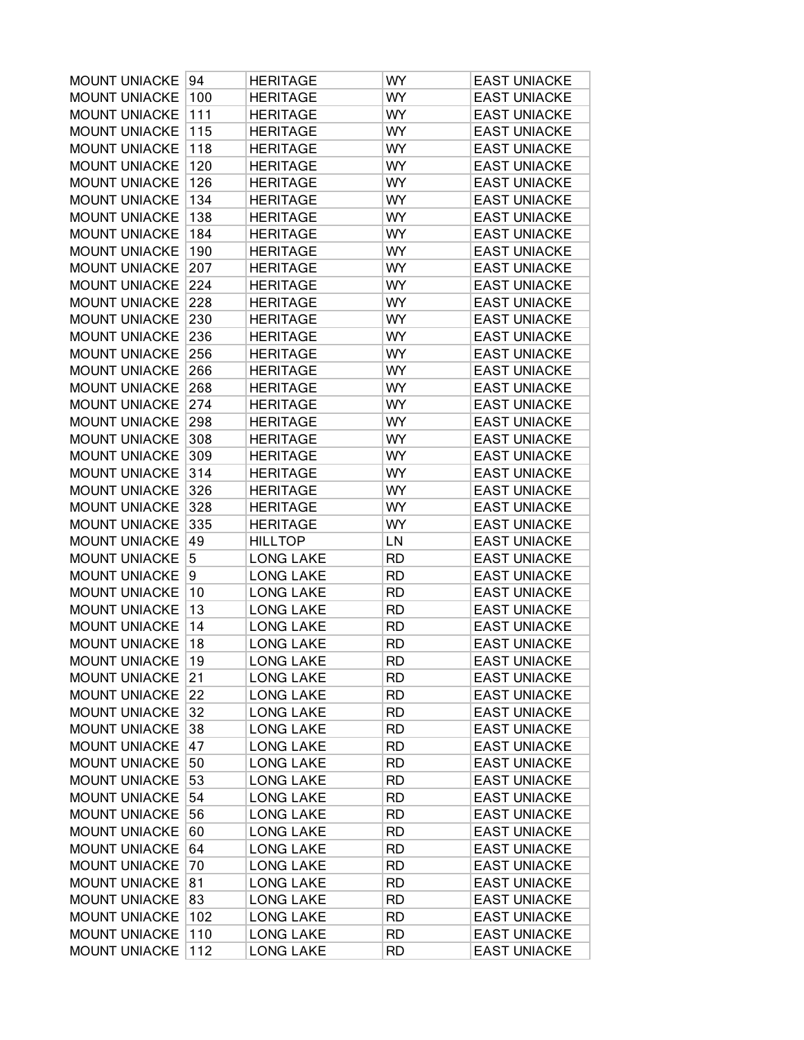| MOUNT UNIACKE | 94 | HERITAGE | WY | EAST UNIACKE |
|---|---|---|---|---|
| MOUNT UNIACKE | 100 | HERITAGE | WY | EAST UNIACKE |
| MOUNT UNIACKE | 111 | HERITAGE | WY | EAST UNIACKE |
| MOUNT UNIACKE | 115 | HERITAGE | WY | EAST UNIACKE |
| MOUNT UNIACKE | 118 | HERITAGE | WY | EAST UNIACKE |
| MOUNT UNIACKE | 120 | HERITAGE | WY | EAST UNIACKE |
| MOUNT UNIACKE | 126 | HERITAGE | WY | EAST UNIACKE |
| MOUNT UNIACKE | 134 | HERITAGE | WY | EAST UNIACKE |
| MOUNT UNIACKE | 138 | HERITAGE | WY | EAST UNIACKE |
| MOUNT UNIACKE | 184 | HERITAGE | WY | EAST UNIACKE |
| MOUNT UNIACKE | 190 | HERITAGE | WY | EAST UNIACKE |
| MOUNT UNIACKE | 207 | HERITAGE | WY | EAST UNIACKE |
| MOUNT UNIACKE | 224 | HERITAGE | WY | EAST UNIACKE |
| MOUNT UNIACKE | 228 | HERITAGE | WY | EAST UNIACKE |
| MOUNT UNIACKE | 230 | HERITAGE | WY | EAST UNIACKE |
| MOUNT UNIACKE | 236 | HERITAGE | WY | EAST UNIACKE |
| MOUNT UNIACKE | 256 | HERITAGE | WY | EAST UNIACKE |
| MOUNT UNIACKE | 266 | HERITAGE | WY | EAST UNIACKE |
| MOUNT UNIACKE | 268 | HERITAGE | WY | EAST UNIACKE |
| MOUNT UNIACKE | 274 | HERITAGE | WY | EAST UNIACKE |
| MOUNT UNIACKE | 298 | HERITAGE | WY | EAST UNIACKE |
| MOUNT UNIACKE | 308 | HERITAGE | WY | EAST UNIACKE |
| MOUNT UNIACKE | 309 | HERITAGE | WY | EAST UNIACKE |
| MOUNT UNIACKE | 314 | HERITAGE | WY | EAST UNIACKE |
| MOUNT UNIACKE | 326 | HERITAGE | WY | EAST UNIACKE |
| MOUNT UNIACKE | 328 | HERITAGE | WY | EAST UNIACKE |
| MOUNT UNIACKE | 335 | HERITAGE | WY | EAST UNIACKE |
| MOUNT UNIACKE | 49 | HILLTOP | LN | EAST UNIACKE |
| MOUNT UNIACKE | 5 | LONG LAKE | RD | EAST UNIACKE |
| MOUNT UNIACKE | 9 | LONG LAKE | RD | EAST UNIACKE |
| MOUNT UNIACKE | 10 | LONG LAKE | RD | EAST UNIACKE |
| MOUNT UNIACKE | 13 | LONG LAKE | RD | EAST UNIACKE |
| MOUNT UNIACKE | 14 | LONG LAKE | RD | EAST UNIACKE |
| MOUNT UNIACKE | 18 | LONG LAKE | RD | EAST UNIACKE |
| MOUNT UNIACKE | 19 | LONG LAKE | RD | EAST UNIACKE |
| MOUNT UNIACKE | 21 | LONG LAKE | RD | EAST UNIACKE |
| MOUNT UNIACKE | 22 | LONG LAKE | RD | EAST UNIACKE |
| MOUNT UNIACKE | 32 | LONG LAKE | RD | EAST UNIACKE |
| MOUNT UNIACKE | 38 | LONG LAKE | RD | EAST UNIACKE |
| MOUNT UNIACKE | 47 | LONG LAKE | RD | EAST UNIACKE |
| MOUNT UNIACKE | 50 | LONG LAKE | RD | EAST UNIACKE |
| MOUNT UNIACKE | 53 | LONG LAKE | RD | EAST UNIACKE |
| MOUNT UNIACKE | 54 | LONG LAKE | RD | EAST UNIACKE |
| MOUNT UNIACKE | 56 | LONG LAKE | RD | EAST UNIACKE |
| MOUNT UNIACKE | 60 | LONG LAKE | RD | EAST UNIACKE |
| MOUNT UNIACKE | 64 | LONG LAKE | RD | EAST UNIACKE |
| MOUNT UNIACKE | 70 | LONG LAKE | RD | EAST UNIACKE |
| MOUNT UNIACKE | 81 | LONG LAKE | RD | EAST UNIACKE |
| MOUNT UNIACKE | 83 | LONG LAKE | RD | EAST UNIACKE |
| MOUNT UNIACKE | 102 | LONG LAKE | RD | EAST UNIACKE |
| MOUNT UNIACKE | 110 | LONG LAKE | RD | EAST UNIACKE |
| MOUNT UNIACKE | 112 | LONG LAKE | RD | EAST UNIACKE |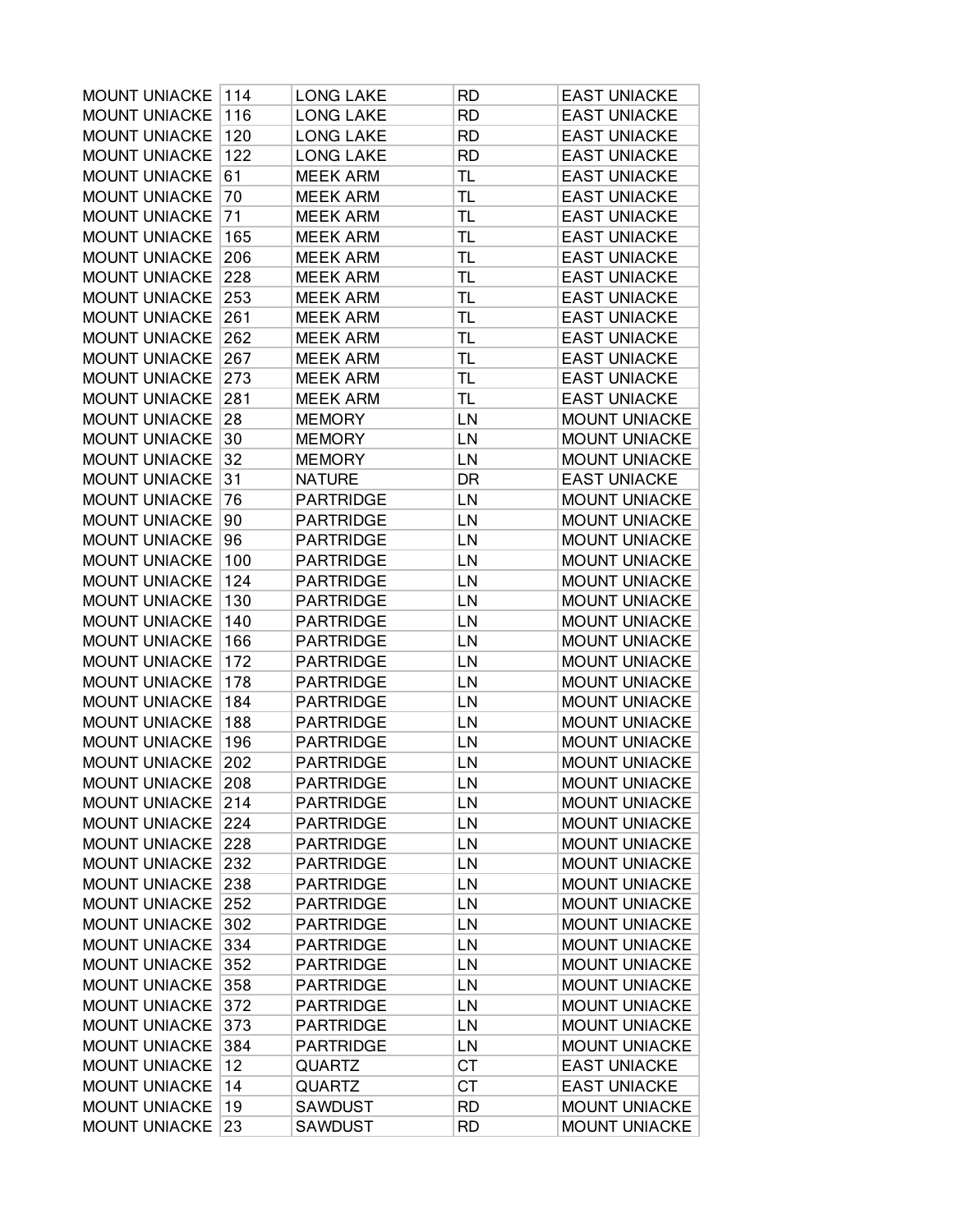| MOUNT UNIACKE | 114 | LONG LAKE | RD | EAST UNIACKE |
|---|---|---|---|---|
| MOUNT UNIACKE | 116 | LONG LAKE | RD | EAST UNIACKE |
| MOUNT UNIACKE | 120 | LONG LAKE | RD | EAST UNIACKE |
| MOUNT UNIACKE | 122 | LONG LAKE | RD | EAST UNIACKE |
| MOUNT UNIACKE | 61 | MEEK ARM | TL | EAST UNIACKE |
| MOUNT UNIACKE | 70 | MEEK ARM | TL | EAST UNIACKE |
| MOUNT UNIACKE | 71 | MEEK ARM | TL | EAST UNIACKE |
| MOUNT UNIACKE | 165 | MEEK ARM | TL | EAST UNIACKE |
| MOUNT UNIACKE | 206 | MEEK ARM | TL | EAST UNIACKE |
| MOUNT UNIACKE | 228 | MEEK ARM | TL | EAST UNIACKE |
| MOUNT UNIACKE | 253 | MEEK ARM | TL | EAST UNIACKE |
| MOUNT UNIACKE | 261 | MEEK ARM | TL | EAST UNIACKE |
| MOUNT UNIACKE | 262 | MEEK ARM | TL | EAST UNIACKE |
| MOUNT UNIACKE | 267 | MEEK ARM | TL | EAST UNIACKE |
| MOUNT UNIACKE | 273 | MEEK ARM | TL | EAST UNIACKE |
| MOUNT UNIACKE | 281 | MEEK ARM | TL | EAST UNIACKE |
| MOUNT UNIACKE | 28 | MEMORY | LN | MOUNT UNIACKE |
| MOUNT UNIACKE | 30 | MEMORY | LN | MOUNT UNIACKE |
| MOUNT UNIACKE | 32 | MEMORY | LN | MOUNT UNIACKE |
| MOUNT UNIACKE | 31 | NATURE | DR | EAST UNIACKE |
| MOUNT UNIACKE | 76 | PARTRIDGE | LN | MOUNT UNIACKE |
| MOUNT UNIACKE | 90 | PARTRIDGE | LN | MOUNT UNIACKE |
| MOUNT UNIACKE | 96 | PARTRIDGE | LN | MOUNT UNIACKE |
| MOUNT UNIACKE | 100 | PARTRIDGE | LN | MOUNT UNIACKE |
| MOUNT UNIACKE | 124 | PARTRIDGE | LN | MOUNT UNIACKE |
| MOUNT UNIACKE | 130 | PARTRIDGE | LN | MOUNT UNIACKE |
| MOUNT UNIACKE | 140 | PARTRIDGE | LN | MOUNT UNIACKE |
| MOUNT UNIACKE | 166 | PARTRIDGE | LN | MOUNT UNIACKE |
| MOUNT UNIACKE | 172 | PARTRIDGE | LN | MOUNT UNIACKE |
| MOUNT UNIACKE | 178 | PARTRIDGE | LN | MOUNT UNIACKE |
| MOUNT UNIACKE | 184 | PARTRIDGE | LN | MOUNT UNIACKE |
| MOUNT UNIACKE | 188 | PARTRIDGE | LN | MOUNT UNIACKE |
| MOUNT UNIACKE | 196 | PARTRIDGE | LN | MOUNT UNIACKE |
| MOUNT UNIACKE | 202 | PARTRIDGE | LN | MOUNT UNIACKE |
| MOUNT UNIACKE | 208 | PARTRIDGE | LN | MOUNT UNIACKE |
| MOUNT UNIACKE | 214 | PARTRIDGE | LN | MOUNT UNIACKE |
| MOUNT UNIACKE | 224 | PARTRIDGE | LN | MOUNT UNIACKE |
| MOUNT UNIACKE | 228 | PARTRIDGE | LN | MOUNT UNIACKE |
| MOUNT UNIACKE | 232 | PARTRIDGE | LN | MOUNT UNIACKE |
| MOUNT UNIACKE | 238 | PARTRIDGE | LN | MOUNT UNIACKE |
| MOUNT UNIACKE | 252 | PARTRIDGE | LN | MOUNT UNIACKE |
| MOUNT UNIACKE | 302 | PARTRIDGE | LN | MOUNT UNIACKE |
| MOUNT UNIACKE | 334 | PARTRIDGE | LN | MOUNT UNIACKE |
| MOUNT UNIACKE | 352 | PARTRIDGE | LN | MOUNT UNIACKE |
| MOUNT UNIACKE | 358 | PARTRIDGE | LN | MOUNT UNIACKE |
| MOUNT UNIACKE | 372 | PARTRIDGE | LN | MOUNT UNIACKE |
| MOUNT UNIACKE | 373 | PARTRIDGE | LN | MOUNT UNIACKE |
| MOUNT UNIACKE | 384 | PARTRIDGE | LN | MOUNT UNIACKE |
| MOUNT UNIACKE | 12 | QUARTZ | CT | EAST UNIACKE |
| MOUNT UNIACKE | 14 | QUARTZ | CT | EAST UNIACKE |
| MOUNT UNIACKE | 19 | SAWDUST | RD | MOUNT UNIACKE |
| MOUNT UNIACKE | 23 | SAWDUST | RD | MOUNT UNIACKE |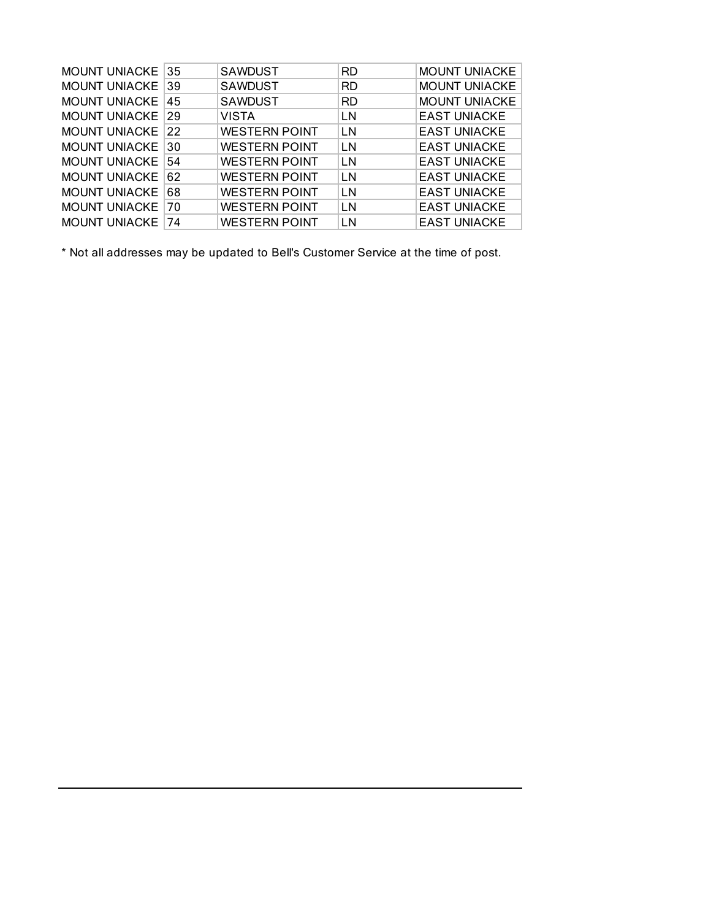| | | | | |
|---|---|---|---|---|
| MOUNT UNIACKE | 35 | SAWDUST | RD | MOUNT UNIACKE |
| MOUNT UNIACKE | 39 | SAWDUST | RD | MOUNT UNIACKE |
| MOUNT UNIACKE | 45 | SAWDUST | RD | MOUNT UNIACKE |
| MOUNT UNIACKE | 29 | VISTA | LN | EAST UNIACKE |
| MOUNT UNIACKE | 22 | WESTERN POINT | LN | EAST UNIACKE |
| MOUNT UNIACKE | 30 | WESTERN POINT | LN | EAST UNIACKE |
| MOUNT UNIACKE | 54 | WESTERN POINT | LN | EAST UNIACKE |
| MOUNT UNIACKE | 62 | WESTERN POINT | LN | EAST UNIACKE |
| MOUNT UNIACKE | 68 | WESTERN POINT | LN | EAST UNIACKE |
| MOUNT UNIACKE | 70 | WESTERN POINT | LN | EAST UNIACKE |
| MOUNT UNIACKE | 74 | WESTERN POINT | LN | EAST UNIACKE |

* Not all addresses may be updated to Bell's Customer Service at the time of post.